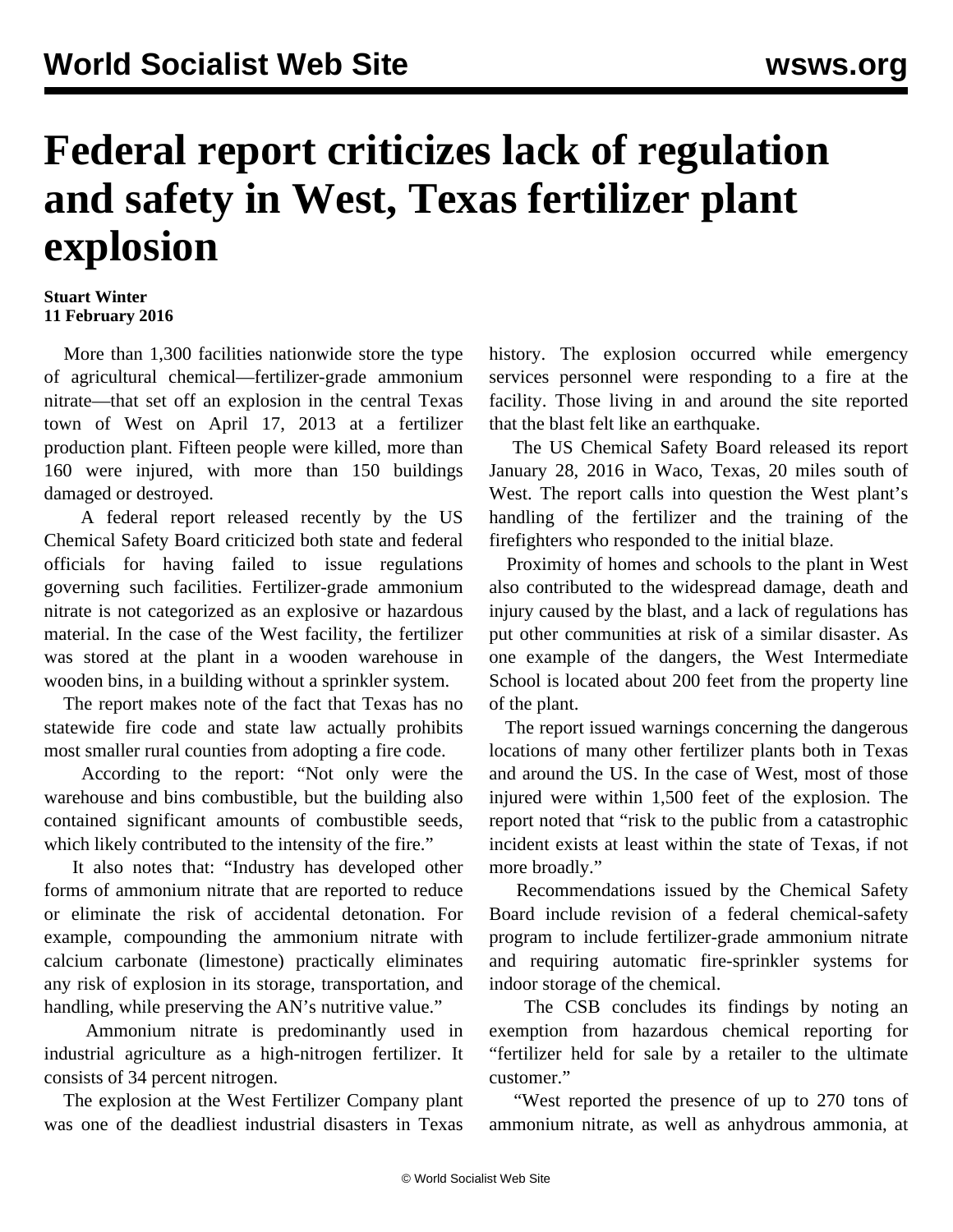# Federal report criticizes lack of regulation and safety in West, Texas fertilizer plant explosion

**Stuart Winter**
**11 February 2016**

More than 1,300 facilities nationwide store the type of agricultural chemical—fertilizer-grade ammonium nitrate—that set off an explosion in the central Texas town of West on April 17, 2013 at a fertilizer production plant. Fifteen people were killed, more than 160 were injured, with more than 150 buildings damaged or destroyed.

A federal report released recently by the US Chemical Safety Board criticized both state and federal officials for having failed to issue regulations governing such facilities. Fertilizer-grade ammonium nitrate is not categorized as an explosive or hazardous material. In the case of the West facility, the fertilizer was stored at the plant in a wooden warehouse in wooden bins, in a building without a sprinkler system.

The report makes note of the fact that Texas has no statewide fire code and state law actually prohibits most smaller rural counties from adopting a fire code.

According to the report: "Not only were the warehouse and bins combustible, but the building also contained significant amounts of combustible seeds, which likely contributed to the intensity of the fire."

It also notes that: "Industry has developed other forms of ammonium nitrate that are reported to reduce or eliminate the risk of accidental detonation. For example, compounding the ammonium nitrate with calcium carbonate (limestone) practically eliminates any risk of explosion in its storage, transportation, and handling, while preserving the AN's nutritive value."

Ammonium nitrate is predominantly used in industrial agriculture as a high-nitrogen fertilizer. It consists of 34 percent nitrogen.

The explosion at the West Fertilizer Company plant was one of the deadliest industrial disasters in Texas history. The explosion occurred while emergency services personnel were responding to a fire at the facility. Those living in and around the site reported that the blast felt like an earthquake.

The US Chemical Safety Board released its report January 28, 2016 in Waco, Texas, 20 miles south of West. The report calls into question the West plant's handling of the fertilizer and the training of the firefighters who responded to the initial blaze.

Proximity of homes and schools to the plant in West also contributed to the widespread damage, death and injury caused by the blast, and a lack of regulations has put other communities at risk of a similar disaster. As one example of the dangers, the West Intermediate School is located about 200 feet from the property line of the plant.

The report issued warnings concerning the dangerous locations of many other fertilizer plants both in Texas and around the US. In the case of West, most of those injured were within 1,500 feet of the explosion. The report noted that "risk to the public from a catastrophic incident exists at least within the state of Texas, if not more broadly."

Recommendations issued by the Chemical Safety Board include revision of a federal chemical-safety program to include fertilizer-grade ammonium nitrate and requiring automatic fire-sprinkler systems for indoor storage of the chemical.

The CSB concludes its findings by noting an exemption from hazardous chemical reporting for "fertilizer held for sale by a retailer to the ultimate customer."

"West reported the presence of up to 270 tons of ammonium nitrate, as well as anhydrous ammonia, at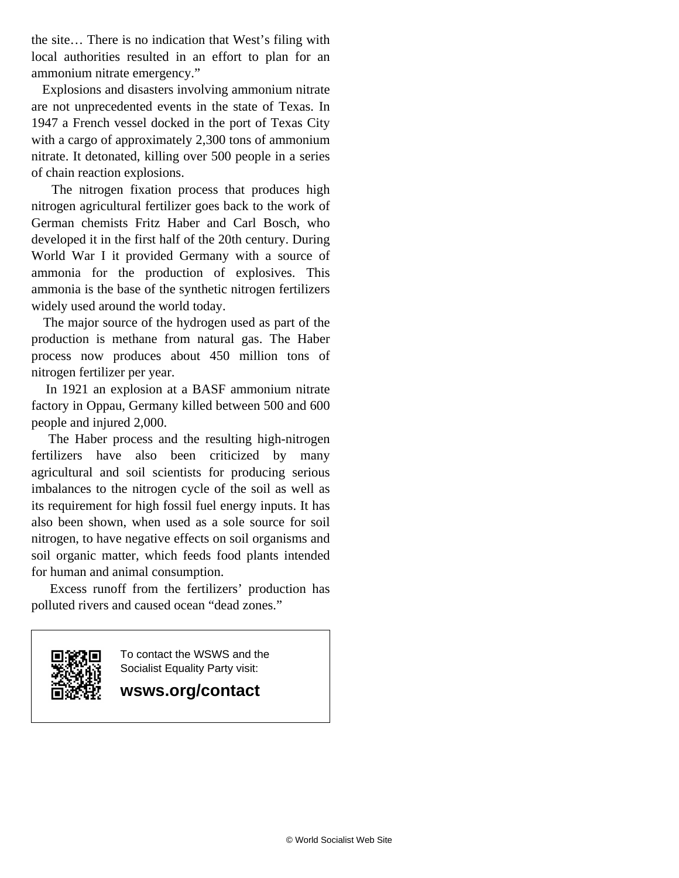the site… There is no indication that West's filing with local authorities resulted in an effort to plan for an ammonium nitrate emergency."

Explosions and disasters involving ammonium nitrate are not unprecedented events in the state of Texas. In 1947 a French vessel docked in the port of Texas City with a cargo of approximately 2,300 tons of ammonium nitrate. It detonated, killing over 500 people in a series of chain reaction explosions.

The nitrogen fixation process that produces high nitrogen agricultural fertilizer goes back to the work of German chemists Fritz Haber and Carl Bosch, who developed it in the first half of the 20th century. During World War I it provided Germany with a source of ammonia for the production of explosives. This ammonia is the base of the synthetic nitrogen fertilizers widely used around the world today.

The major source of the hydrogen used as part of the production is methane from natural gas. The Haber process now produces about 450 million tons of nitrogen fertilizer per year.

In 1921 an explosion at a BASF ammonium nitrate factory in Oppau, Germany killed between 500 and 600 people and injured 2,000.

The Haber process and the resulting high-nitrogen fertilizers have also been criticized by many agricultural and soil scientists for producing serious imbalances to the nitrogen cycle of the soil as well as its requirement for high fossil fuel energy inputs. It has also been shown, when used as a sole source for soil nitrogen, to have negative effects on soil organisms and soil organic matter, which feeds food plants intended for human and animal consumption.

Excess runoff from the fertilizers' production has polluted rivers and caused ocean "dead zones."

To contact the WSWS and the Socialist Equality Party visit:

**wsws.org/contact**